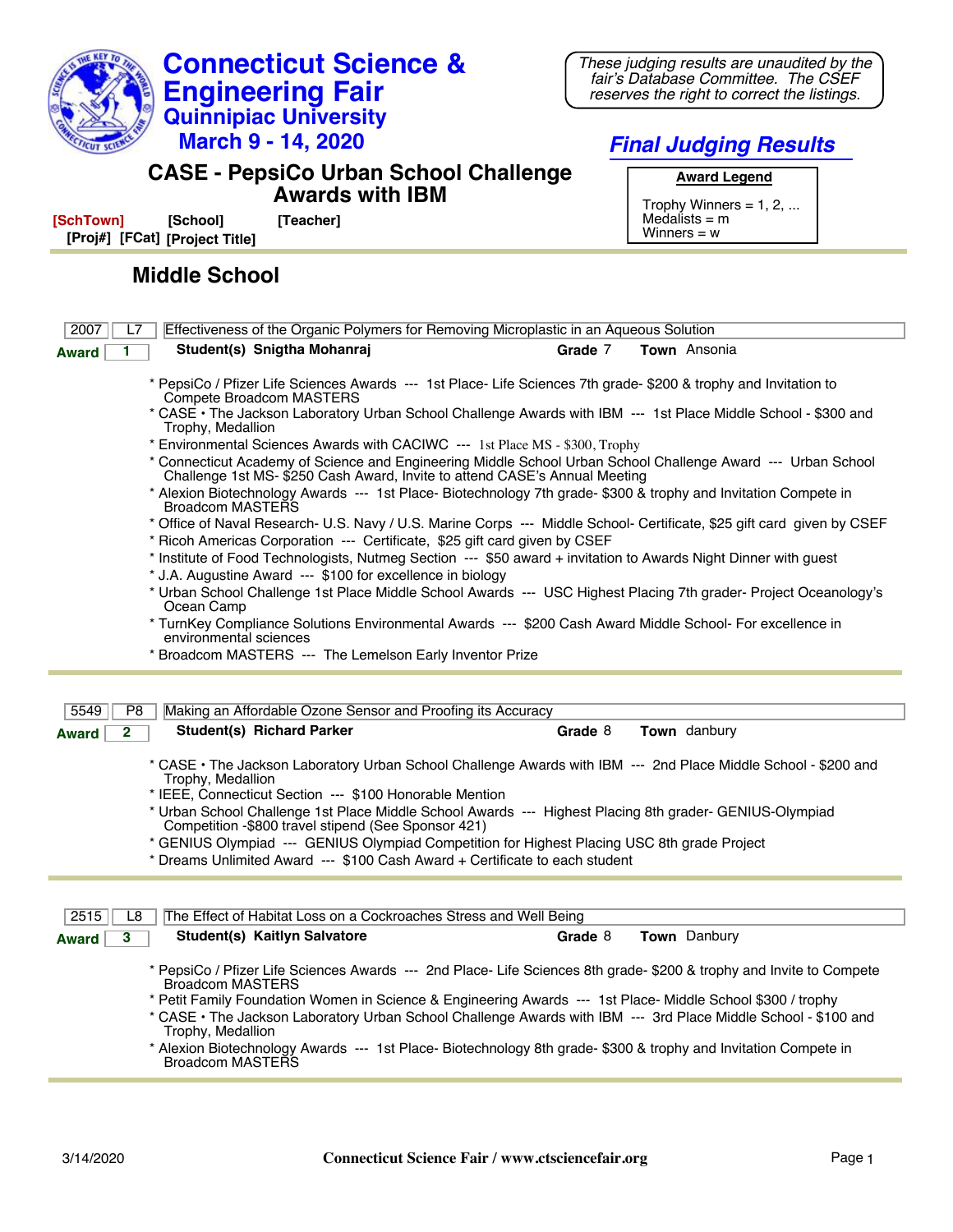# Connecticut Science & Engineering Fair

## Quinnipiac University

## March 9 - 14, 2020

*These judging results are unaudited by the fair's Database Committee. The CSEF reserves the right to correct the listings.*

## *Final Judging Results*

### CASE - PepsiCo Urban School Challenge Awards with IBM

**Award Legend**

Trophy Winners = 1, 2, ...
Medalists = m
Winners = w

[SchTown] [School] [Teacher]
[Proj#] [FCat] [Project Title]

## Middle School

**2007 | L7 | Effectiveness of the Organic Polymers for Removing Microplastic in an Aqueous Solution**

**Award** 1 **Student(s)** Snigtha Mohanraj **Grade** 7 **Town** Ansonia

* PepsiCo / Pfizer Life Sciences Awards --- 1st Place- Life Sciences 7th grade- $200 & trophy and Invitation to Compete Broadcom MASTERS
* CASE • The Jackson Laboratory Urban School Challenge Awards with IBM --- 1st Place Middle School - $300 and Trophy, Medallion
* Environmental Sciences Awards with CACIWC --- 1st Place MS - $300, Trophy
* Connecticut Academy of Science and Engineering Middle School Urban School Challenge Award --- Urban School Challenge 1st MS- $250 Cash Award, Invite to attend CASE's Annual Meeting
* Alexion Biotechnology Awards --- 1st Place- Biotechnology 7th grade- $300 & trophy and Invitation Compete in Broadcom MASTERS
* Office of Naval Research- U.S. Navy / U.S. Marine Corps --- Middle School- Certificate, $25 gift card given by CSEF
* Ricoh Americas Corporation --- Certificate, $25 gift card given by CSEF
* Institute of Food Technologists, Nutmeg Section --- $50 award + invitation to Awards Night Dinner with guest
* J.A. Augustine Award --- $100 for excellence in biology
* Urban School Challenge 1st Place Middle School Awards --- USC Highest Placing 7th grader- Project Oceanology's Ocean Camp
* TurnKey Compliance Solutions Environmental Awards --- $200 Cash Award Middle School- For excellence in environmental sciences
* Broadcom MASTERS --- The Lemelson Early Inventor Prize

**5549 | P8 | Making an Affordable Ozone Sensor and Proofing its Accuracy**

**Award** 2 **Student(s)** Richard Parker **Grade** 8 **Town** danbury

* CASE • The Jackson Laboratory Urban School Challenge Awards with IBM --- 2nd Place Middle School - $200 and Trophy, Medallion
* IEEE, Connecticut Section --- $100 Honorable Mention
* Urban School Challenge 1st Place Middle School Awards --- Highest Placing 8th grader- GENIUS-Olympiad Competition -$800 travel stipend (See Sponsor 421)
* GENIUS Olympiad --- GENIUS Olympiad Competition for Highest Placing USC 8th grade Project
* Dreams Unlimited Award --- $100 Cash Award + Certificate to each student

**2515 | L8 | The Effect of Habitat Loss on a Cockroaches Stress and Well Being**

**Award** 3 **Student(s)** Kaitlyn Salvatore **Grade** 8 **Town** Danbury

* PepsiCo / Pfizer Life Sciences Awards --- 2nd Place- Life Sciences 8th grade- $200 & trophy and Invite to Compete Broadcom MASTERS
* Petit Family Foundation Women in Science & Engineering Awards --- 1st Place- Middle School $300 / trophy
* CASE • The Jackson Laboratory Urban School Challenge Awards with IBM --- 3rd Place Middle School - $100 and Trophy, Medallion
* Alexion Biotechnology Awards --- 1st Place- Biotechnology 8th grade- $300 & trophy and Invitation Compete in Broadcom MASTERS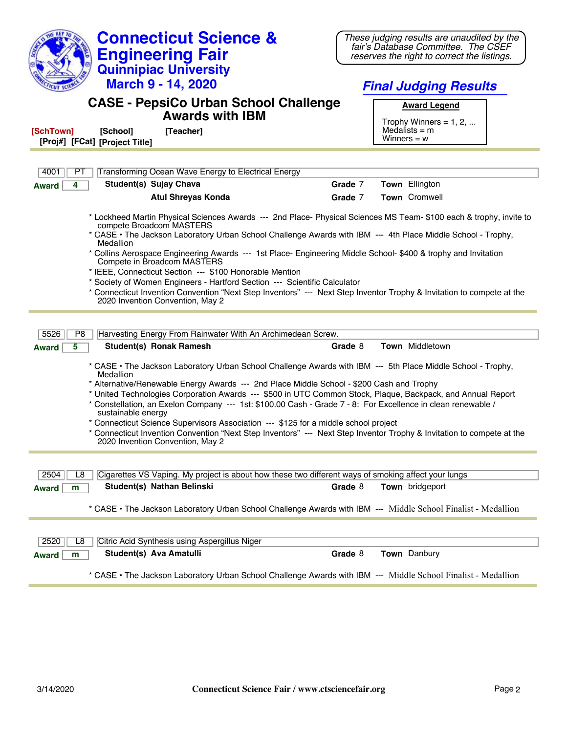# Connecticut Science & Engineering Fair
## Quinnipiac University
### March 9 - 14, 2020

*These judging results are unaudited by the fair's Database Committee. The CSEF reserves the right to correct the listings.*

***Final Judging Results***

## CASE - PepsiCo Urban School Challenge Awards with IBM

**Award Legend**

Trophy Winners = 1, 2, ...
Medalists = m
Winners = w

**[SchTown]** **[School]** **[Teacher]**
**[Proj#]** **[FCat]** **[Project Title]**

---

| 4001 | PT | Transforming Ocean Wave Energy to Electrical Energy |
|---|---|---|

**Award** 4 — **Student(s)** **Sujay Chava** — **Grade** 7 — **Town** Ellington
**Atul Shreyas Konda** — **Grade** 7 — **Town** Cromwell

* Lockheed Martin Physical Sciences Awards --- 2nd Place- Physical Sciences MS Team- $100 each & trophy, invite to compete Broadcom MASTERS
* CASE • The Jackson Laboratory Urban School Challenge Awards with IBM --- 4th Place Middle School - Trophy, Medallion
* Collins Aerospace Engineering Awards --- 1st Place- Engineering Middle School- $400 & trophy and Invitation Compete in Broadcom MASTERS
* IEEE, Connecticut Section --- $100 Honorable Mention
* Society of Women Engineers - Hartford Section --- Scientific Calculator
* Connecticut Invention Convention "Next Step Inventors" --- Next Step Inventor Trophy & Invitation to compete at the 2020 Invention Convention, May 2

---

| 5526 | P8 | Harvesting Energy From Rainwater With An Archimedean Screw. |
|---|---|---|

**Award** 5 — **Student(s)** **Ronak Ramesh** — **Grade** 8 — **Town** Middletown

* CASE • The Jackson Laboratory Urban School Challenge Awards with IBM --- 5th Place Middle School - Trophy, Medallion
* Alternative/Renewable Energy Awards --- 2nd Place Middle School - $200 Cash and Trophy
* United Technologies Corporation Awards --- $500 in UTC Common Stock, Plaque, Backpack, and Annual Report
* Constellation, an Exelon Company --- 1st: $100.00 Cash - Grade 7 - 8: For Excellence in clean renewable / sustainable energy
* Connecticut Science Supervisors Association --- $125 for a middle school project
* Connecticut Invention Convention "Next Step Inventors" --- Next Step Inventor Trophy & Invitation to compete at the 2020 Invention Convention, May 2

---

| 2504 | L8 | Cigarettes VS Vaping. My project is about how these two different ways of smoking affect your lungs |
|---|---|---|

**Award** m — **Student(s)** **Nathan Belinski** — **Grade** 8 — **Town** bridgeport

* CASE • The Jackson Laboratory Urban School Challenge Awards with IBM --- Middle School Finalist - Medallion

---

| 2520 | L8 | Citric Acid Synthesis using Aspergillus Niger |
|---|---|---|

**Award** m — **Student(s)** **Ava Amatulli** — **Grade** 8 — **Town** Danbury

* CASE • The Jackson Laboratory Urban School Challenge Awards with IBM --- Middle School Finalist - Medallion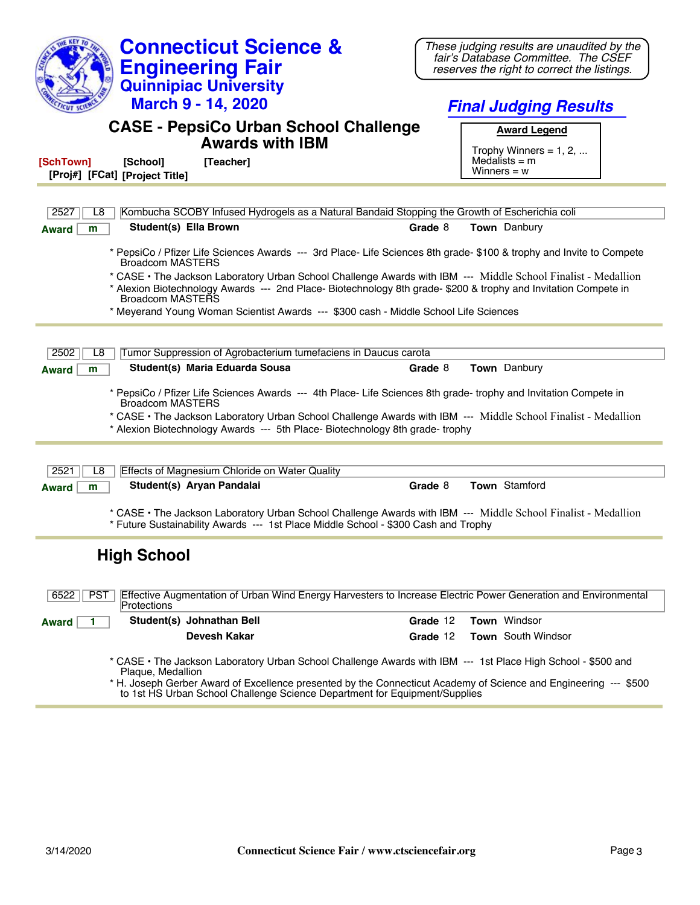# Connecticut Science & Engineering Fair

## Quinnipiac University

### March 9 - 14, 2020

*These judging results are unaudited by the fair's Database Committee. The CSEF reserves the right to correct the listings.*

***Final Judging Results***

## CASE - PepsiCo Urban School Challenge Awards with IBM

**Award Legend**

Trophy Winners = 1, 2, ...
Medalists = m
Winners = w

**[SchTown] [School] [Teacher]**
**[Proj#] [FCat] [Project Title]**

---

2527 | L8 | Kombucha SCOBY Infused Hydrogels as a Natural Bandaid Stopping the Growth of Escherichia coli

**Award** m — **Student(s)** Ella Brown — **Grade** 8 — **Town** Danbury

* PepsiCo / Pfizer Life Sciences Awards --- 3rd Place- Life Sciences 8th grade- $100 & trophy and Invite to Compete Broadcom MASTERS
* CASE • The Jackson Laboratory Urban School Challenge Awards with IBM --- Middle School Finalist - Medallion
* Alexion Biotechnology Awards --- 2nd Place- Biotechnology 8th grade- $200 & trophy and Invitation Compete in Broadcom MASTERS
* Meyerand Young Woman Scientist Awards --- $300 cash - Middle School Life Sciences

---

2502 | L8 | Tumor Suppression of Agrobacterium tumefaciens in Daucus carota

**Award** m — **Student(s)** Maria Eduarda Sousa — **Grade** 8 — **Town** Danbury

* PepsiCo / Pfizer Life Sciences Awards --- 4th Place- Life Sciences 8th grade- trophy and Invitation Compete in Broadcom MASTERS
* CASE • The Jackson Laboratory Urban School Challenge Awards with IBM --- Middle School Finalist - Medallion
* Alexion Biotechnology Awards --- 5th Place- Biotechnology 8th grade- trophy

---

2521 | L8 | Effects of Magnesium Chloride on Water Quality

**Award** m — **Student(s)** Aryan Pandalai — **Grade** 8 — **Town** Stamford

* CASE • The Jackson Laboratory Urban School Challenge Awards with IBM --- Middle School Finalist - Medallion
* Future Sustainability Awards --- 1st Place Middle School - $300 Cash and Trophy

---

## High School

6522 | PST | Effective Augmentation of Urban Wind Energy Harvesters to Increase Electric Power Generation and Environmental Protections

**Award** 1 — **Student(s)** Johnathan Bell — **Grade** 12 — **Town** Windsor
Devesh Kakar — **Grade** 12 — **Town** South Windsor

* CASE • The Jackson Laboratory Urban School Challenge Awards with IBM --- 1st Place High School - $500 and Plaque, Medallion
* H. Joseph Gerber Award of Excellence presented by the Connecticut Academy of Science and Engineering --- $500 to 1st HS Urban School Challenge Science Department for Equipment/Supplies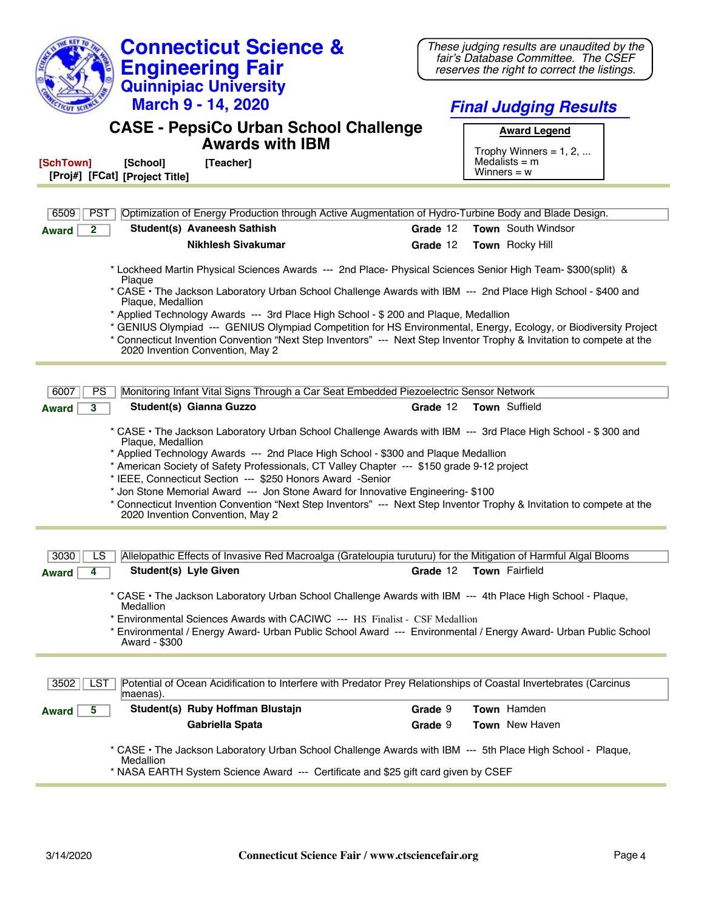# Connecticut Science & Engineering Fair
## Quinnipiac University
## March 9 - 14, 2020

*These judging results are unaudited by the fair's Database Committee. The CSEF reserves the right to correct the listings.*

## *Final Judging Results*

## CASE - PepsiCo Urban School Challenge Awards with IBM

**Award Legend**

Trophy Winners = 1, 2, ...
Medalists = m
Winners = w

**[SchTown]** **[School]** **[Teacher]**
**[Proj#]** **[FCat]** **[Project Title]**

---

6509 | PST | Optimization of Energy Production through Active Augmentation of Hydro-Turbine Body and Blade Design.

**Award** 2 | **Student(s)** **Avaneesh Sathish** | **Grade** 12 | **Town** South Windsor
**Nikhlesh Sivakumar** | **Grade** 12 | **Town** Rocky Hill

* Lockheed Martin Physical Sciences Awards --- 2nd Place- Physical Sciences Senior High Team- $300(split) & Plaque
* CASE • The Jackson Laboratory Urban School Challenge Awards with IBM --- 2nd Place High School - $400 and Plaque, Medallion
* Applied Technology Awards --- 3rd Place High School - $ 200 and Plaque, Medallion
* GENIUS Olympiad --- GENIUS Olympiad Competition for HS Environmental, Energy, Ecology, or Biodiversity Project
* Connecticut Invention Convention "Next Step Inventors" --- Next Step Inventor Trophy & Invitation to compete at the 2020 Invention Convention, May 2

---

6007 | PS | Monitoring Infant Vital Signs Through a Car Seat Embedded Piezoelectric Sensor Network

**Award** 3 | **Student(s)** **Gianna Guzzo** | **Grade** 12 | **Town** Suffield

* CASE • The Jackson Laboratory Urban School Challenge Awards with IBM --- 3rd Place High School - $ 300 and Plaque, Medallion
* Applied Technology Awards --- 2nd Place High School - $300 and Plaque Medallion
* American Society of Safety Professionals, CT Valley Chapter --- $150 grade 9-12 project
* IEEE, Connecticut Section --- $250 Honors Award -Senior
* Jon Stone Memorial Award --- Jon Stone Award for Innovative Engineering- $100
* Connecticut Invention Convention "Next Step Inventors" --- Next Step Inventor Trophy & Invitation to compete at the 2020 Invention Convention, May 2

---

3030 | LS | Allelopathic Effects of Invasive Red Macroalga (Grateloupia turuturu) for the Mitigation of Harmful Algal Blooms

**Award** 4 | **Student(s)** **Lyle Given** | **Grade** 12 | **Town** Fairfield

* CASE • The Jackson Laboratory Urban School Challenge Awards with IBM --- 4th Place High School - Plaque, Medallion
* Environmental Sciences Awards with CACIWC --- HS Finalist - CSF Medallion
* Environmental / Energy Award- Urban Public School Award --- Environmental / Energy Award- Urban Public School Award - $300

---

3502 | LST | Potential of Ocean Acidification to Interfere with Predator Prey Relationships of Coastal Invertebrates (Carcinus maenas).

**Award** 5 | **Student(s)** **Ruby Hoffman Blustajn** | **Grade** 9 | **Town** Hamden
**Gabriella Spata** | **Grade** 9 | **Town** New Haven

* CASE • The Jackson Laboratory Urban School Challenge Awards with IBM --- 5th Place High School - Plaque, Medallion
* NASA EARTH System Science Award --- Certificate and $25 gift card given by CSEF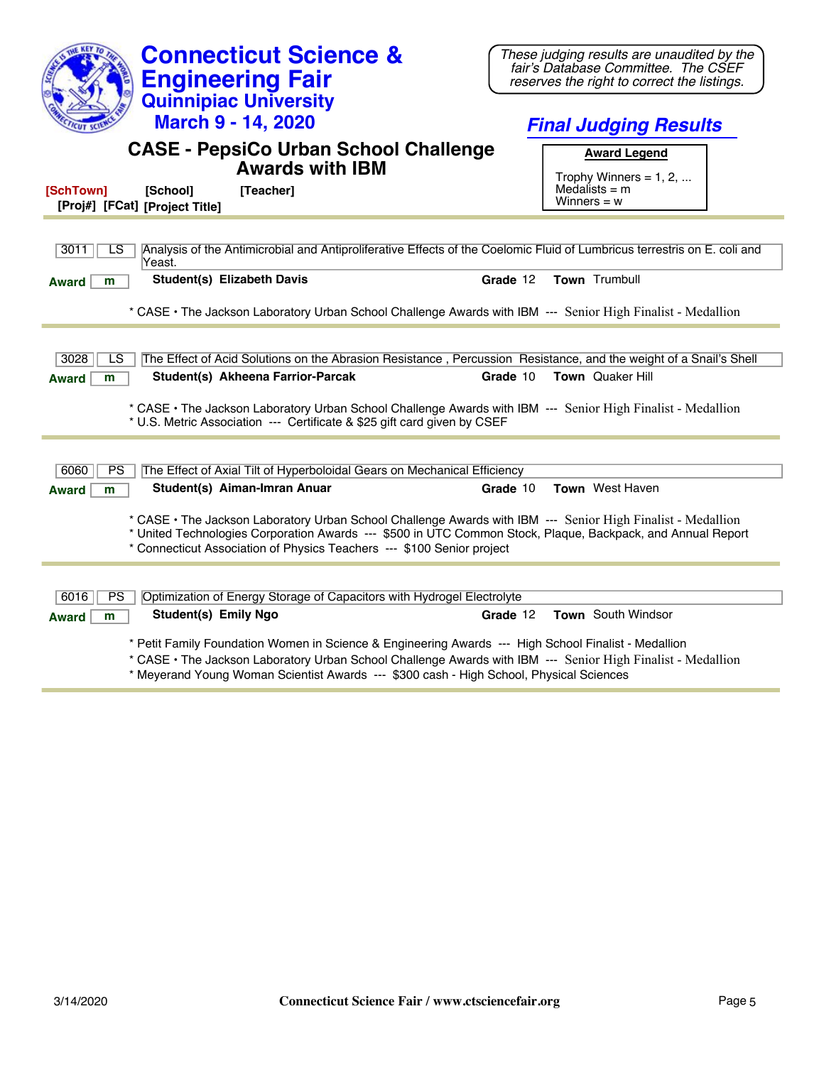# Connecticut Science & Engineering Fair
## Quinnipiac University
### March 9 - 14, 2020

*These judging results are unaudited by the fair's Database Committee. The CSEF reserves the right to correct the listings.*

## *Final Judging Results*

## CASE - PepsiCo Urban School Challenge Awards with IBM

**Award Legend**

Trophy Winners = 1, 2, ...
Medalists = m
Winners = w

[SchTown] [School] [Teacher]
[Proj#] [FCat] [Project Title]

---

**3011** | **LS** | Analysis of the Antimicrobial and Antiproliferative Effects of the Coelomic Fluid of Lumbricus terrestris on E. coli and Yeast.

**Award** m | **Student(s) Elizabeth Davis** | **Grade** 12 | **Town** Trumbull

* CASE • The Jackson Laboratory Urban School Challenge Awards with IBM --- Senior High Finalist - Medallion

---

**3028** | **LS** | The Effect of Acid Solutions on the Abrasion Resistance , Percussion Resistance, and the weight of a Snail's Shell

**Award** m | **Student(s) Akheena Farrior-Parcak** | **Grade** 10 | **Town** Quaker Hill

* CASE • The Jackson Laboratory Urban School Challenge Awards with IBM --- Senior High Finalist - Medallion
* U.S. Metric Association --- Certificate & $25 gift card given by CSEF

---

**6060** | **PS** | The Effect of Axial Tilt of Hyperboloidal Gears on Mechanical Efficiency

**Award** m | **Student(s) Aiman-Imran Anuar** | **Grade** 10 | **Town** West Haven

* CASE • The Jackson Laboratory Urban School Challenge Awards with IBM --- Senior High Finalist - Medallion
* United Technologies Corporation Awards --- $500 in UTC Common Stock, Plaque, Backpack, and Annual Report
* Connecticut Association of Physics Teachers --- $100 Senior project

---

**6016** | **PS** | Optimization of Energy Storage of Capacitors with Hydrogel Electrolyte

**Award** m | **Student(s) Emily Ngo** | **Grade** 12 | **Town** South Windsor

* Petit Family Foundation Women in Science & Engineering Awards --- High School Finalist - Medallion
* CASE • The Jackson Laboratory Urban School Challenge Awards with IBM --- Senior High Finalist - Medallion
* Meyerand Young Woman Scientist Awards --- $300 cash - High School, Physical Sciences